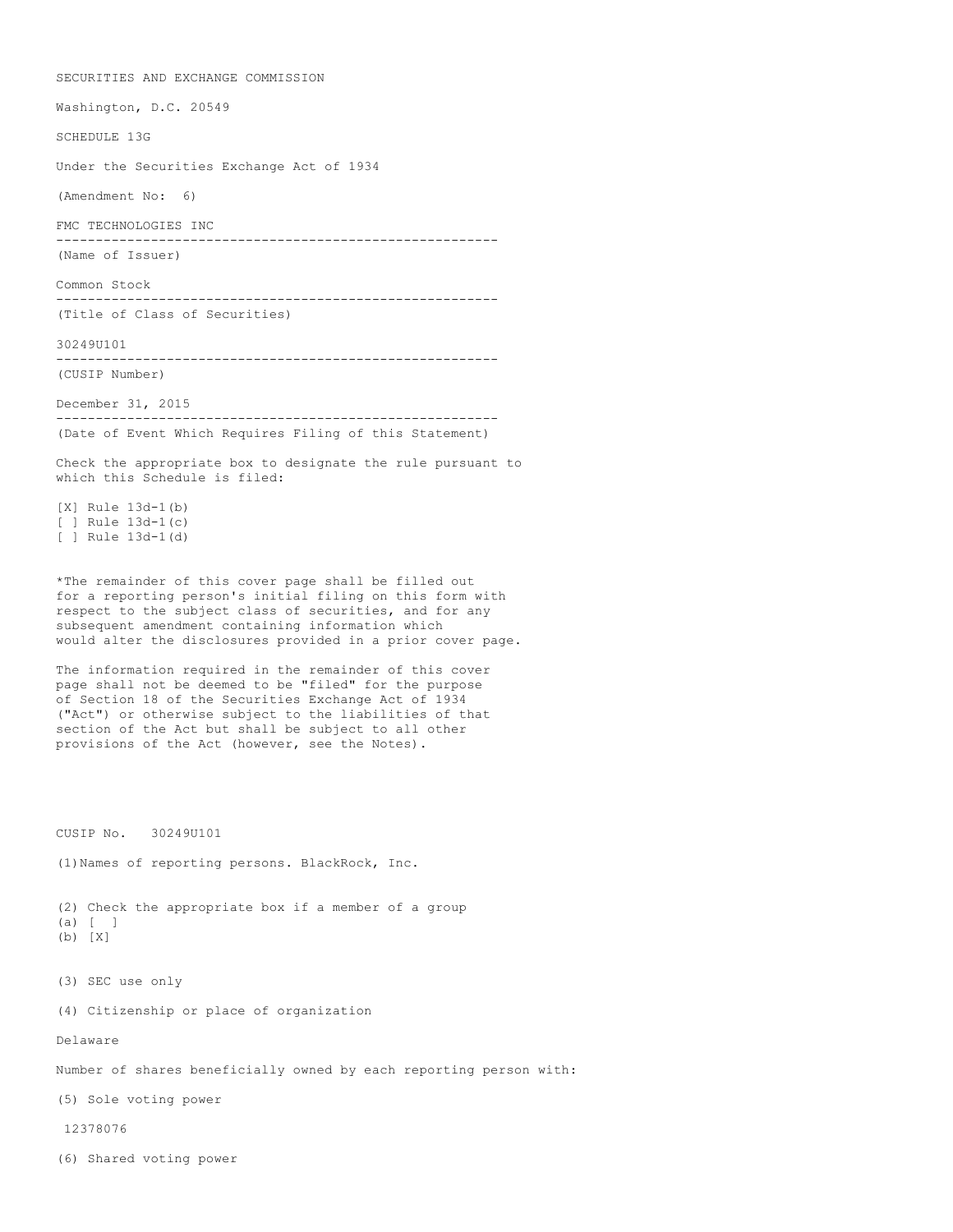SECURITIES AND EXCHANGE COMMISSION

Washington, D.C. 20549

SCHEDULE 13G

Under the Securities Exchange Act of 1934

(Amendment No: 6)

FMC TECHNOLOGIES INC

---

(Name of Issuer)

Common Stock

---

(Title of Class of Securities)

30249U101

---

(CUSIP Number)

December 31, 2015

---

(Date of Event Which Requires Filing of this Statement)

Check the appropriate box to designate the rule pursuant to which this Schedule is filed:

[X] Rule 13d-1(b)
[ ] Rule 13d-1(c)
[ ] Rule 13d-1(d)

*The remainder of this cover page shall be filled out for a reporting person's initial filing on this form with respect to the subject class of securities, and for any subsequent amendment containing information which would alter the disclosures provided in a prior cover page.

The information required in the remainder of this cover page shall not be deemed to be "filed" for the purpose of Section 18 of the Securities Exchange Act of 1934 ("Act") or otherwise subject to the liabilities of that section of the Act but shall be subject to all other provisions of the Act (however, see the Notes).

CUSIP No. 30249U101

(1)Names of reporting persons. BlackRock, Inc.

(2) Check the appropriate box if a member of a group
(a) [ ]
(b) [X]

(3) SEC use only

(4) Citizenship or place of organization

Delaware

Number of shares beneficially owned by each reporting person with:

(5) Sole voting power

12378076

(6) Shared voting power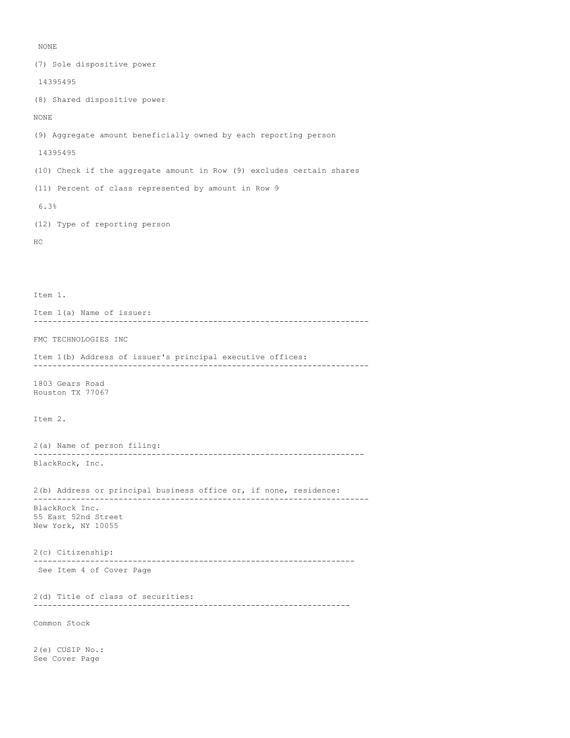NONE

(7) Sole dispositive power

14395495

(8) Shared dispositive power

NONE

(9) Aggregate amount beneficially owned by each reporting person

14395495

(10) Check if the aggregate amount in Row (9) excludes certain shares

(11) Percent of class represented by amount in Row 9

6.3%

(12) Type of reporting person

HC

Item 1.

Item 1(a) Name of issuer:

---

FMC TECHNOLOGIES INC

Item 1(b) Address of issuer's principal executive offices:

---

1803 Gears Road
Houston TX 77067

Item 2.

2(a) Name of person filing:

---

BlackRock, Inc.

2(b) Address or principal business office or, if none, residence:

---

BlackRock Inc.
55 East 52nd Street
New York, NY 10055

2(c) Citizenship:

---

See Item 4 of Cover Page

2(d) Title of class of securities:

---

Common Stock

2(e) CUSIP No.:
See Cover Page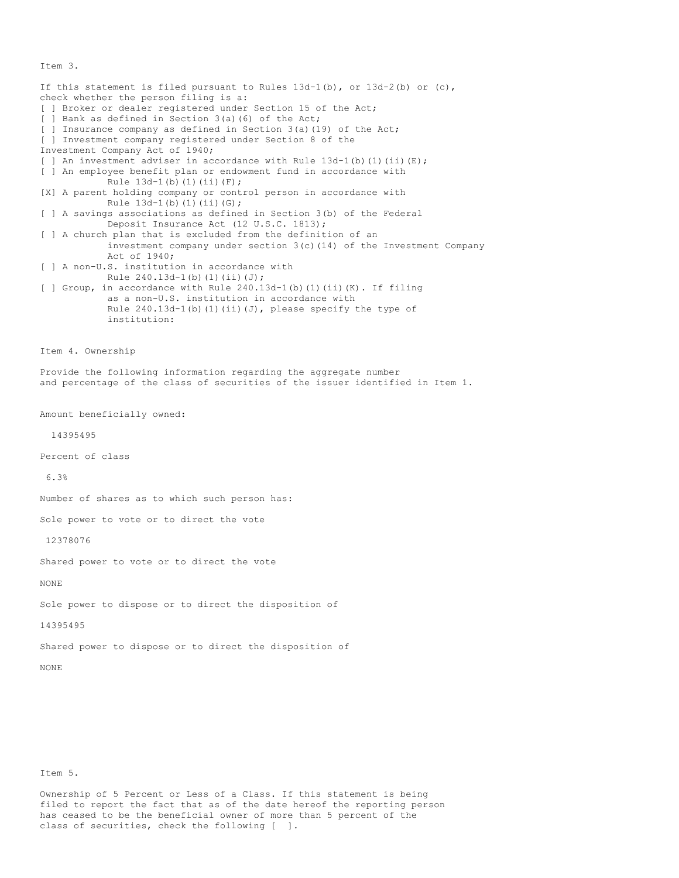Item 3.

If this statement is filed pursuant to Rules 13d-1(b), or 13d-2(b) or (c), check whether the person filing is a:

[ ] Broker or dealer registered under Section 15 of the Act;
[ ] Bank as defined in Section 3(a)(6) of the Act;
[ ] Insurance company as defined in Section 3(a)(19) of the Act;
[ ] Investment company registered under Section 8 of the Investment Company Act of 1940;
[ ] An investment adviser in accordance with Rule 13d-1(b)(1)(ii)(E);
[ ] An employee benefit plan or endowment fund in accordance with Rule 13d-1(b)(1)(ii)(F);
[X] A parent holding company or control person in accordance with Rule 13d-1(b)(1)(ii)(G);
[ ] A savings associations as defined in Section 3(b) of the Federal Deposit Insurance Act (12 U.S.C. 1813);
[ ] A church plan that is excluded from the definition of an investment company under section 3(c)(14) of the Investment Company Act of 1940;
[ ] A non-U.S. institution in accordance with Rule 240.13d-1(b)(1)(ii)(J);
[ ] Group, in accordance with Rule 240.13d-1(b)(1)(ii)(K). If filing as a non-U.S. institution in accordance with Rule 240.13d-1(b)(1)(ii)(J), please specify the type of institution:

Item 4. Ownership

Provide the following information regarding the aggregate number and percentage of the class of securities of the issuer identified in Item 1.

Amount beneficially owned:

14395495

Percent of class

6.3%

Number of shares as to which such person has:

Sole power to vote or to direct the vote

12378076

Shared power to vote or to direct the vote

NONE

Sole power to dispose or to direct the disposition of

14395495

Shared power to dispose or to direct the disposition of

NONE

Item 5.

Ownership of 5 Percent or Less of a Class. If this statement is being filed to report the fact that as of the date hereof the reporting person has ceased to be the beneficial owner of more than 5 percent of the class of securities, check the following [ ].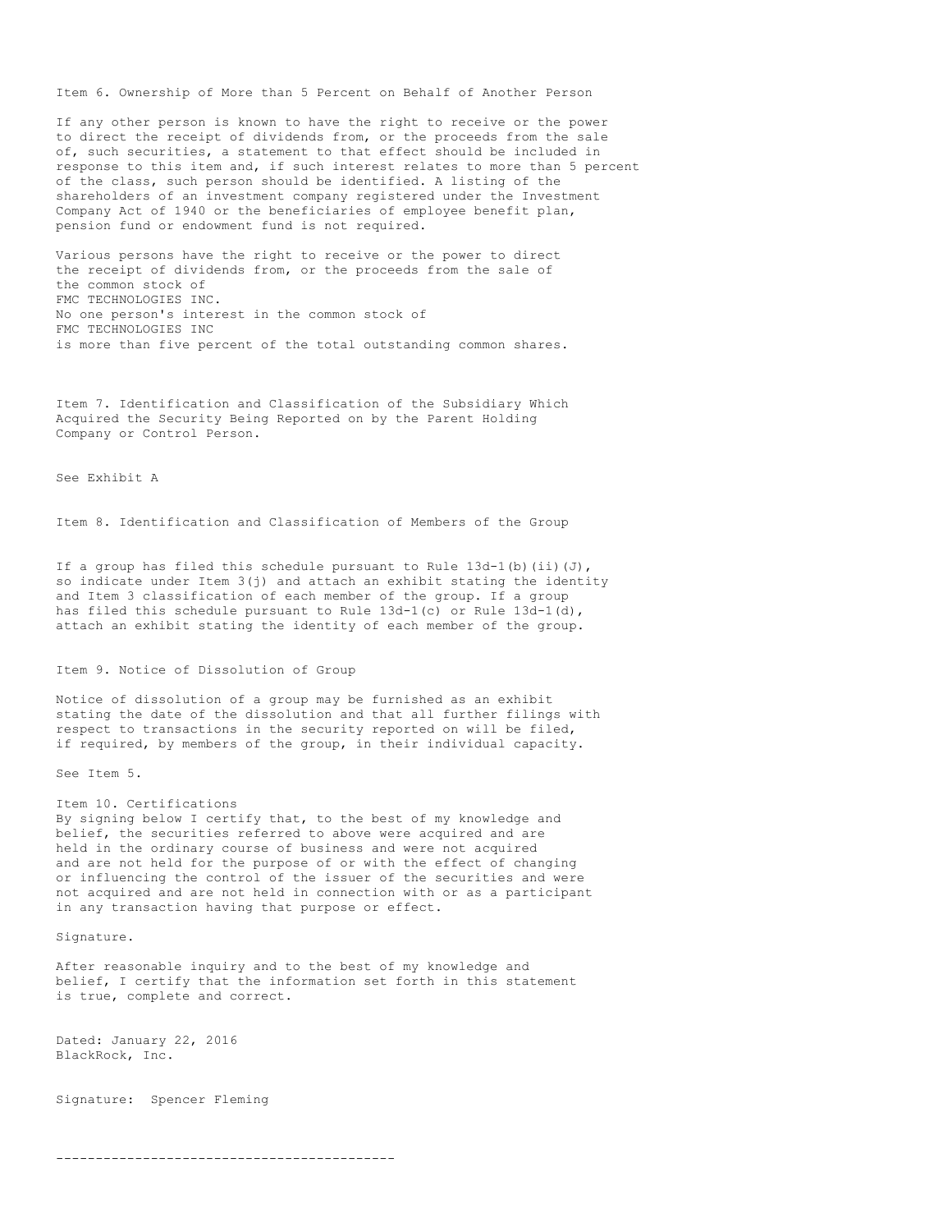## Item 6. Ownership of More than 5 Percent on Behalf of Another Person

If any other person is known to have the right to receive or the power to direct the receipt of dividends from, or the proceeds from the sale of, such securities, a statement to that effect should be included in response to this item and, if such interest relates to more than 5 percent of the class, such person should be identified. A listing of the shareholders of an investment company registered under the Investment Company Act of 1940 or the beneficiaries of employee benefit plan, pension fund or endowment fund is not required.

Various persons have the right to receive or the power to direct the receipt of dividends from, or the proceeds from the sale of the common stock of
FMC TECHNOLOGIES INC.
No one person's interest in the common stock of
FMC TECHNOLOGIES INC
is more than five percent of the total outstanding common shares.

## Item 7. Identification and Classification of the Subsidiary Which Acquired the Security Being Reported on by the Parent Holding Company or Control Person.

See Exhibit A

## Item 8. Identification and Classification of Members of the Group

If a group has filed this schedule pursuant to Rule 13d-1(b)(ii)(J), so indicate under Item 3(j) and attach an exhibit stating the identity and Item 3 classification of each member of the group. If a group has filed this schedule pursuant to Rule 13d-1(c) or Rule 13d-1(d), attach an exhibit stating the identity of each member of the group.

## Item 9. Notice of Dissolution of Group

Notice of dissolution of a group may be furnished as an exhibit stating the date of the dissolution and that all further filings with respect to transactions in the security reported on will be filed, if required, by members of the group, in their individual capacity.

See Item 5.

## Item 10. Certifications

By signing below I certify that, to the best of my knowledge and belief, the securities referred to above were acquired and are held in the ordinary course of business and were not acquired and are not held for the purpose of or with the effect of changing or influencing the control of the issuer of the securities and were not acquired and are not held in connection with or as a participant in any transaction having that purpose or effect.

Signature.

After reasonable inquiry and to the best of my knowledge and belief, I certify that the information set forth in this statement is true, complete and correct.

Dated: January 22, 2016
BlackRock, Inc.

Signature: Spencer Fleming

-------------------------------------------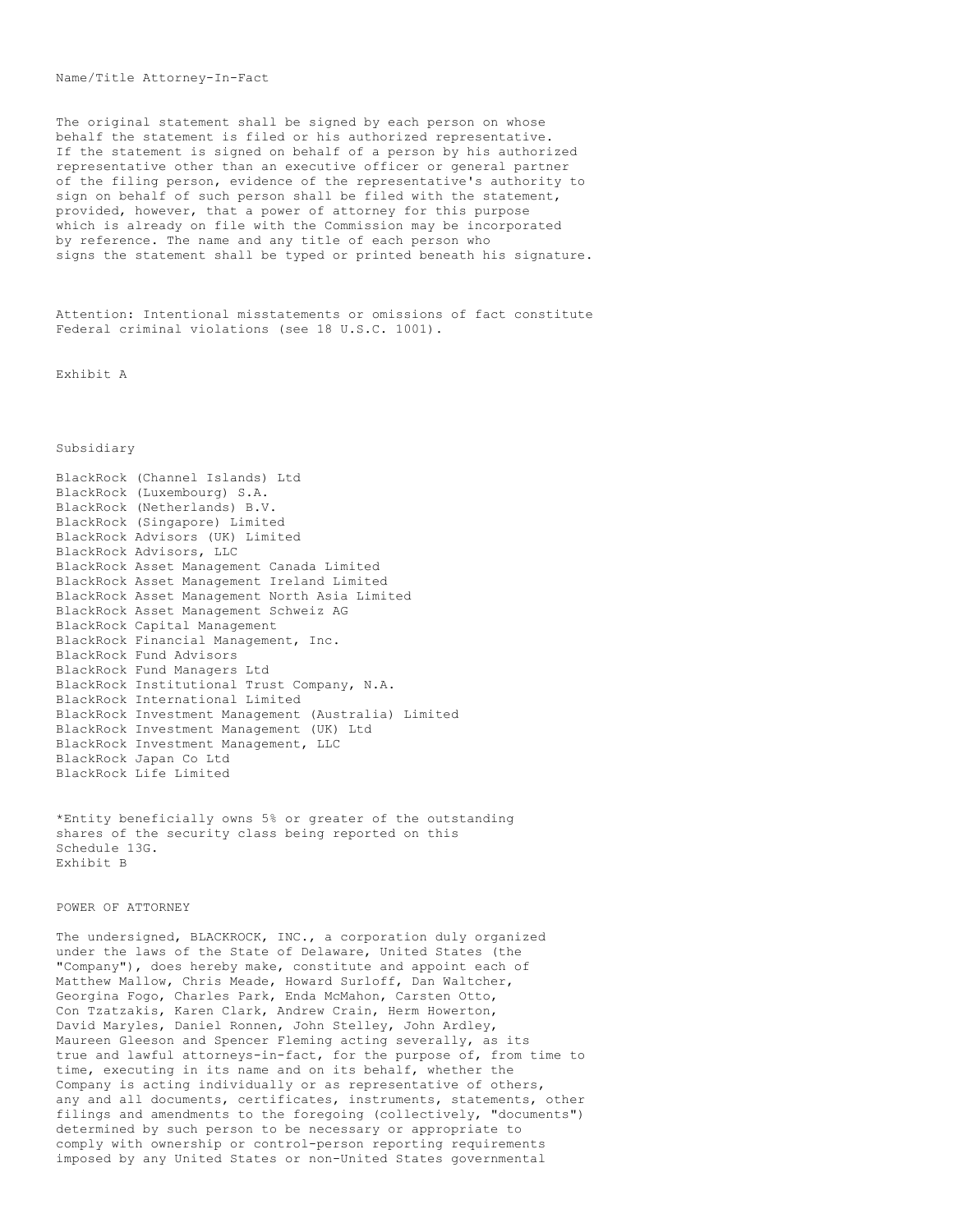Name/Title Attorney-In-Fact

The original statement shall be signed by each person on whose behalf the statement is filed or his authorized representative. If the statement is signed on behalf of a person by his authorized representative other than an executive officer or general partner of the filing person, evidence of the representative's authority to sign on behalf of such person shall be filed with the statement, provided, however, that a power of attorney for this purpose which is already on file with the Commission may be incorporated by reference. The name and any title of each person who signs the statement shall be typed or printed beneath his signature.

Attention: Intentional misstatements or omissions of fact constitute Federal criminal violations (see 18 U.S.C. 1001).

Exhibit A

Subsidiary

BlackRock (Channel Islands) Ltd
BlackRock (Luxembourg) S.A.
BlackRock (Netherlands) B.V.
BlackRock (Singapore) Limited
BlackRock Advisors (UK) Limited
BlackRock Advisors, LLC
BlackRock Asset Management Canada Limited
BlackRock Asset Management Ireland Limited
BlackRock Asset Management North Asia Limited
BlackRock Asset Management Schweiz AG
BlackRock Capital Management
BlackRock Financial Management, Inc.
BlackRock Fund Advisors
BlackRock Fund Managers Ltd
BlackRock Institutional Trust Company, N.A.
BlackRock International Limited
BlackRock Investment Management (Australia) Limited
BlackRock Investment Management (UK) Ltd
BlackRock Investment Management, LLC
BlackRock Japan Co Ltd
BlackRock Life Limited

*Entity beneficially owns 5% or greater of the outstanding shares of the security class being reported on this Schedule 13G.

Exhibit B

POWER OF ATTORNEY

The undersigned, BLACKROCK, INC., a corporation duly organized under the laws of the State of Delaware, United States (the "Company"), does hereby make, constitute and appoint each of Matthew Mallow, Chris Meade, Howard Surloff, Dan Waltcher, Georgina Fogo, Charles Park, Enda McMahon, Carsten Otto, Con Tzatzakis, Karen Clark, Andrew Crain, Herm Howerton, David Maryles, Daniel Ronnen, John Stelley, John Ardley, Maureen Gleeson and Spencer Fleming acting severally, as its true and lawful attorneys-in-fact, for the purpose of, from time to time, executing in its name and on its behalf, whether the Company is acting individually or as representative of others, any and all documents, certificates, instruments, statements, other filings and amendments to the foregoing (collectively, "documents") determined by such person to be necessary or appropriate to comply with ownership or control-person reporting requirements imposed by any United States or non-United States governmental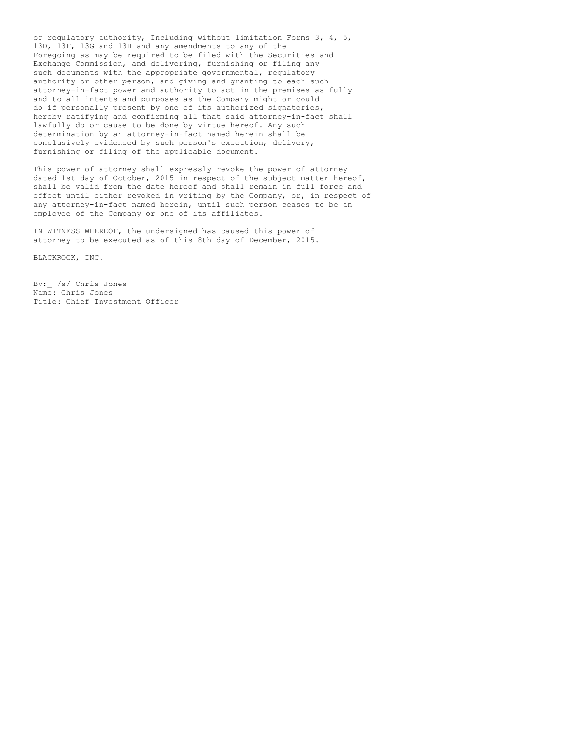or regulatory authority, Including without limitation Forms 3, 4, 5, 13D, 13F, 13G and 13H and any amendments to any of the Foregoing as may be required to be filed with the Securities and Exchange Commission, and delivering, furnishing or filing any such documents with the appropriate governmental, regulatory authority or other person, and giving and granting to each such attorney-in-fact power and authority to act in the premises as fully and to all intents and purposes as the Company might or could do if personally present by one of its authorized signatories, hereby ratifying and confirming all that said attorney-in-fact shall lawfully do or cause to be done by virtue hereof. Any such determination by an attorney-in-fact named herein shall be conclusively evidenced by such person's execution, delivery, furnishing or filing of the applicable document.

This power of attorney shall expressly revoke the power of attorney dated 1st day of October, 2015 in respect of the subject matter hereof, shall be valid from the date hereof and shall remain in full force and effect until either revoked in writing by the Company, or, in respect of any attorney-in-fact named herein, until such person ceases to be an employee of the Company or one of its affiliates.

IN WITNESS WHEREOF, the undersigned has caused this power of attorney to be executed as of this 8th day of December, 2015.

BLACKROCK, INC.

By:_ /s/ Chris Jones
Name: Chris Jones
Title: Chief Investment Officer